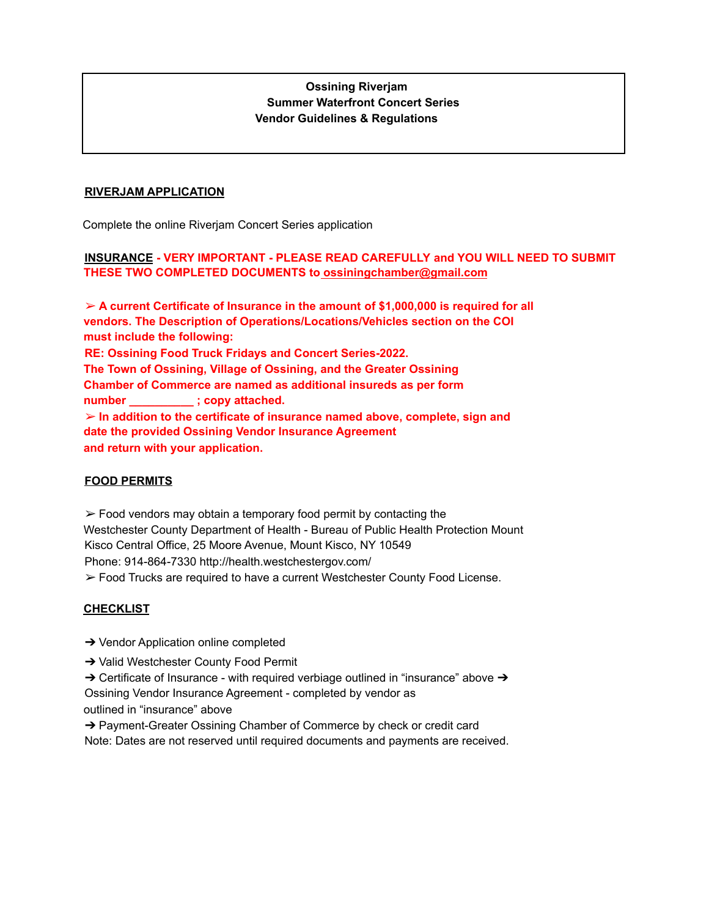**Ossining Riverjam**
**Summer Waterfront Concert Series**
**Vendor Guidelines & Regulations**

**RIVERJAM APPLICATION**

Complete the online Riverjam Concert Series application

**INSURANCE - VERY IMPORTANT - PLEASE READ CAREFULLY and YOU WILL NEED TO SUBMIT THESE TWO COMPLETED DOCUMENTS to ossiningchamber@gmail.com**

➢ **A current Certificate of Insurance in the amount of $1,000,000 is required for all vendors. The Description of Operations/Locations/Vehicles section on the COI must include the following:**
**RE: Ossining Food Truck Fridays and Concert Series-2022.**
**The Town of Ossining, Village of Ossining, and the Greater Ossining Chamber of Commerce are named as additional insureds as per form number __________ ; copy attached.**

➢ **In addition to the certificate of insurance named above, complete, sign and date the provided Ossining Vendor Insurance Agreement and return with your application.**

**FOOD PERMITS**

➢ Food vendors may obtain a temporary food permit by contacting the Westchester County Department of Health - Bureau of Public Health Protection Mount Kisco Central Office, 25 Moore Avenue, Mount Kisco, NY 10549
Phone: 914-864-7330 http://health.westchestergov.com/

➢ Food Trucks are required to have a current Westchester County Food License.

**CHECKLIST**

➔ Vendor Application online completed

➔ Valid Westchester County Food Permit

➔ Certificate of Insurance - with required verbiage outlined in "insurance" above

➔ Ossining Vendor Insurance Agreement - completed by vendor as outlined in "insurance" above

➔ Payment-Greater Ossining Chamber of Commerce by check or credit card

Note: Dates are not reserved until required documents and payments are received.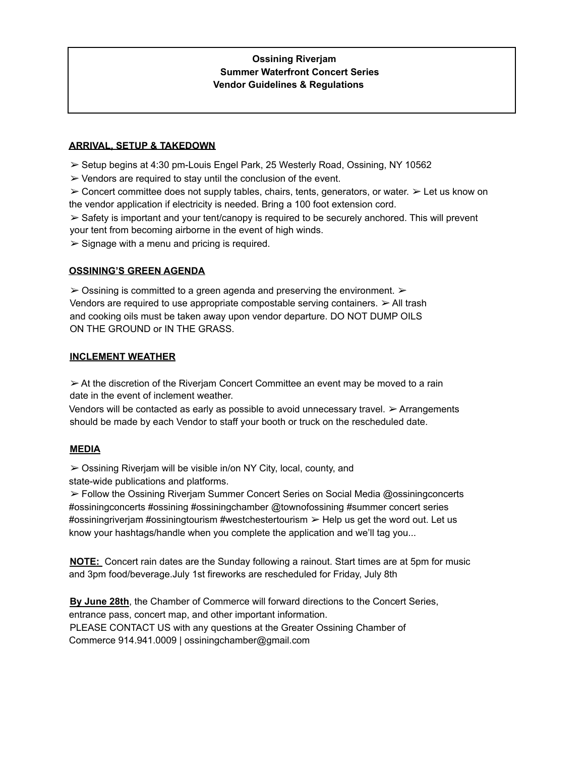**Ossining Riverjam**
**Summer Waterfront Concert Series**
**Vendor Guidelines & Regulations**

## ARRIVAL, SETUP & TAKEDOWN

➢ Setup begins at 4:30 pm-Louis Engel Park, 25 Westerly Road, Ossining, NY 10562

➢ Vendors are required to stay until the conclusion of the event.

➢ Concert committee does not supply tables, chairs, tents, generators, or water. ➢ Let us know on the vendor application if electricity is needed. Bring a 100 foot extension cord.

➢ Safety is important and your tent/canopy is required to be securely anchored. This will prevent your tent from becoming airborne in the event of high winds.

➢ Signage with a menu and pricing is required.

## OSSINING'S GREEN AGENDA

➢ Ossining is committed to a green agenda and preserving the environment. ➢ Vendors are required to use appropriate compostable serving containers. ➢ All trash and cooking oils must be taken away upon vendor departure. DO NOT DUMP OILS ON THE GROUND or IN THE GRASS.

## INCLEMENT WEATHER

➢ At the discretion of the Riverjam Concert Committee an event may be moved to a rain date in the event of inclement weather.
Vendors will be contacted as early as possible to avoid unnecessary travel. ➢ Arrangements should be made by each Vendor to staff your booth or truck on the rescheduled date.

## MEDIA

➢ Ossining Riverjam will be visible in/on NY City, local, county, and state-wide publications and platforms.

➢ Follow the Ossining Riverjam Summer Concert Series on Social Media @ossiningconcerts #ossiningconcerts #ossining #ossiningchamber @townofossining #summer concert series #ossiningriverjam #ossiningtourism #westchestertourism ➢ Help us get the word out. Let us know your hashtags/handle when you complete the application and we'll tag you...

**NOTE:** Concert rain dates are the Sunday following a rainout. Start times are at 5pm for music and 3pm food/beverage.July 1st fireworks are rescheduled for Friday, July 8th

**By June 28th**, the Chamber of Commerce will forward directions to the Concert Series, entrance pass, concert map, and other important information.
PLEASE CONTACT US with any questions at the Greater Ossining Chamber of Commerce 914.941.0009 | ossiningchamber@gmail.com